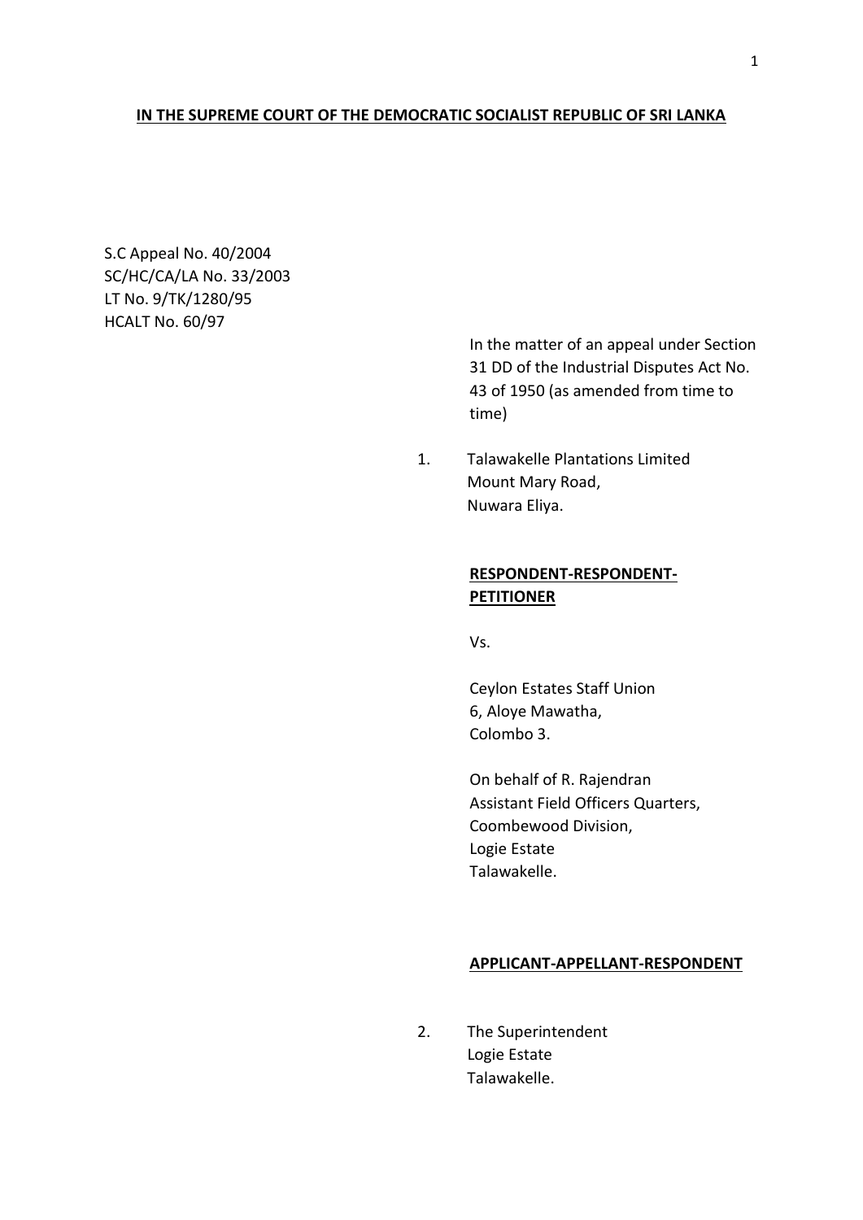**<u>IN THE SUPREME COURT OF THE DEMOCRATIC SOCIALIST REPUBLIC OF SRI LANKA</u>**

S.C Appeal No. 40/2004
SC/HC/CA/LA No. 33/2003
LT No. 9/TK/1280/95
HCALT No. 60/97

In the matter of an appeal under Section 31 DD of the Industrial Disputes Act No. 43 of 1950 (as amended from time to time)

1. Talawakelle Plantations Limited
   Mount Mary Road,
   Nuwara Eliya.

**<u>RESPONDENT-RESPONDENT-PETITIONER</u>**

Vs.

Ceylon Estates Staff Union
6, Aloye Mawatha,
Colombo 3.

On behalf of R. Rajendran
Assistant Field Officers Quarters,
Coombewood Division,
Logie Estate
Talawakelle.

**<u>APPLICANT-APPELLANT-RESPONDENT</u>**

2. The Superintendent
   Logie Estate
   Talawakelle.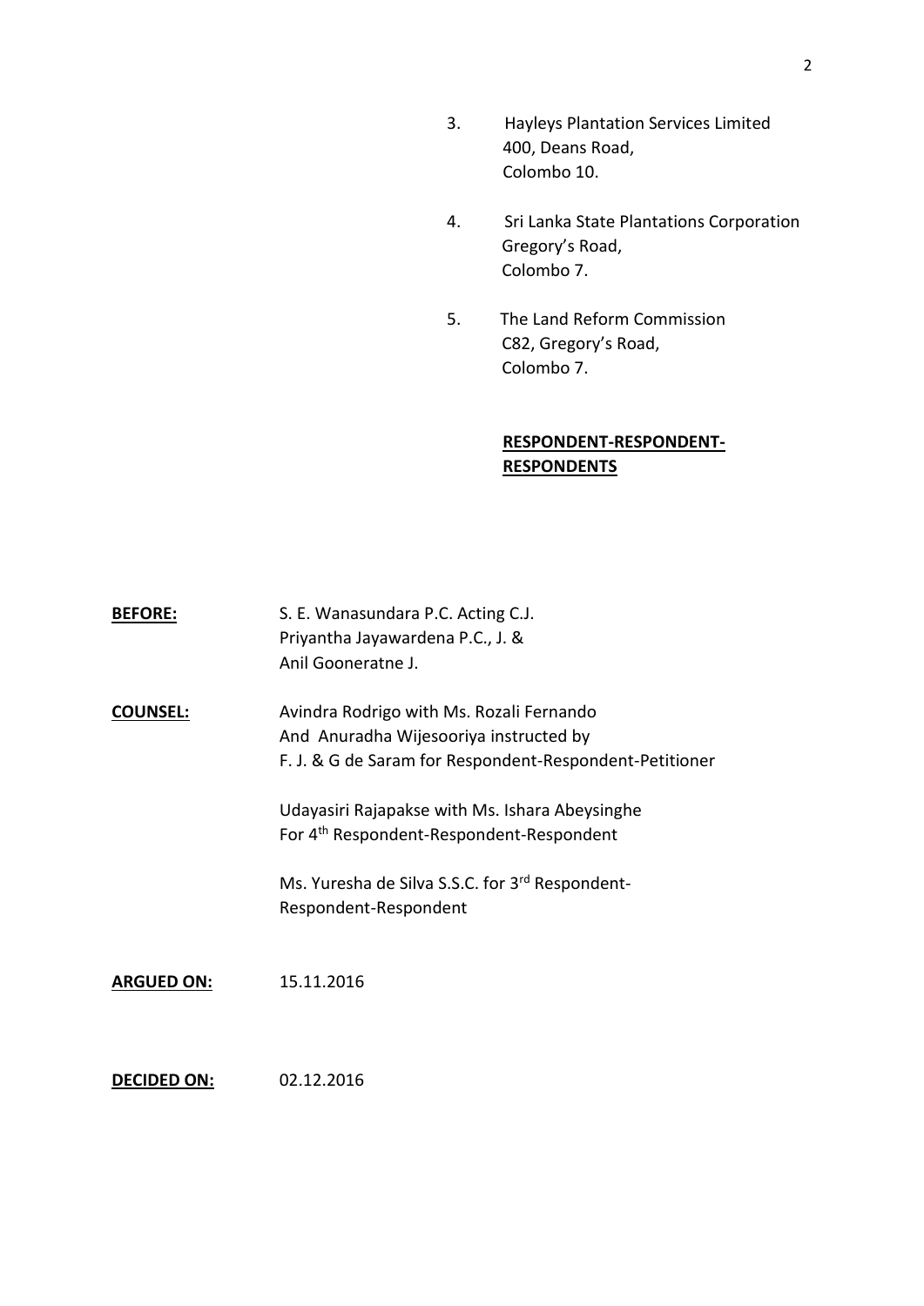3. Hayleys Plantation Services Limited
   400, Deans Road,
   Colombo 10.

4. Sri Lanka State Plantations Corporation
   Gregory's Road,
   Colombo 7.

5. The Land Reform Commission
   C82, Gregory's Road,
   Colombo 7.

**RESPONDENT-RESPONDENT-RESPONDENTS**

**BEFORE:** S. E. Wanasundara P.C. Acting C.J.
Priyantha Jayawardena P.C., J. &
Anil Gooneratne J.

**COUNSEL:** Avindra Rodrigo with Ms. Rozali Fernando
And Anuradha Wijesooriya instructed by
F. J. & G de Saram for Respondent-Respondent-Petitioner

Udayasiri Rajapakse with Ms. Ishara Abeysinghe
For 4th Respondent-Respondent-Respondent

Ms. Yuresha de Silva S.S.C. for 3rd Respondent-Respondent-Respondent

**ARGUED ON:** 15.11.2016

**DECIDED ON:** 02.12.2016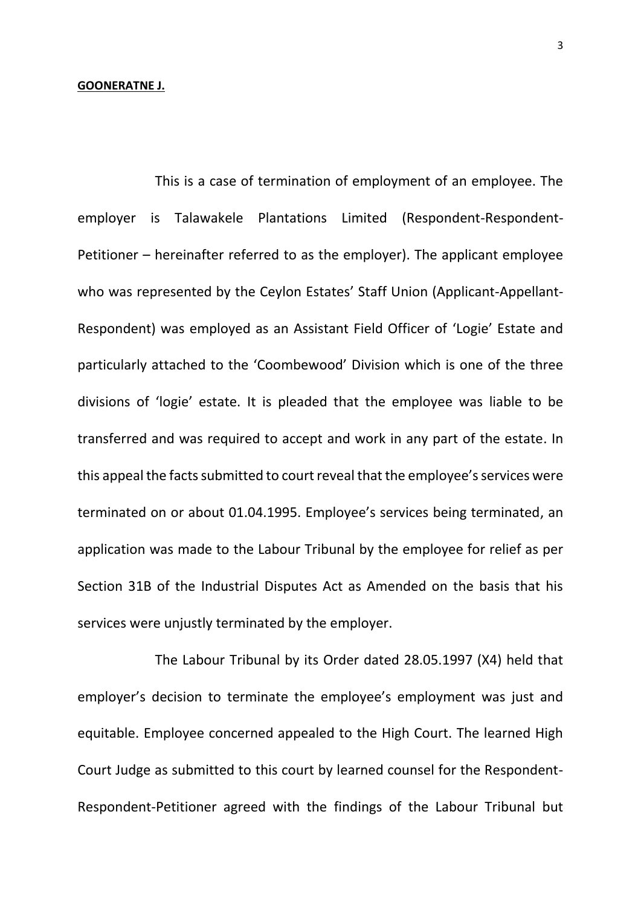**GOONERATNE J.**

This is a case of termination of employment of an employee. The employer is Talawakele Plantations Limited (Respondent-Respondent-Petitioner – hereinafter referred to as the employer). The applicant employee who was represented by the Ceylon Estates' Staff Union (Applicant-Appellant-Respondent) was employed as an Assistant Field Officer of 'Logie' Estate and particularly attached to the 'Coombewood' Division which is one of the three divisions of 'logie' estate. It is pleaded that the employee was liable to be transferred and was required to accept and work in any part of the estate. In this appeal the facts submitted to court reveal that the employee's services were terminated on or about 01.04.1995. Employee's services being terminated, an application was made to the Labour Tribunal by the employee for relief as per Section 31B of the Industrial Disputes Act as Amended on the basis that his services were unjustly terminated by the employer.

The Labour Tribunal by its Order dated 28.05.1997 (X4) held that employer's decision to terminate the employee's employment was just and equitable. Employee concerned appealed to the High Court. The learned High Court Judge as submitted to this court by learned counsel for the Respondent-Respondent-Petitioner agreed with the findings of the Labour Tribunal but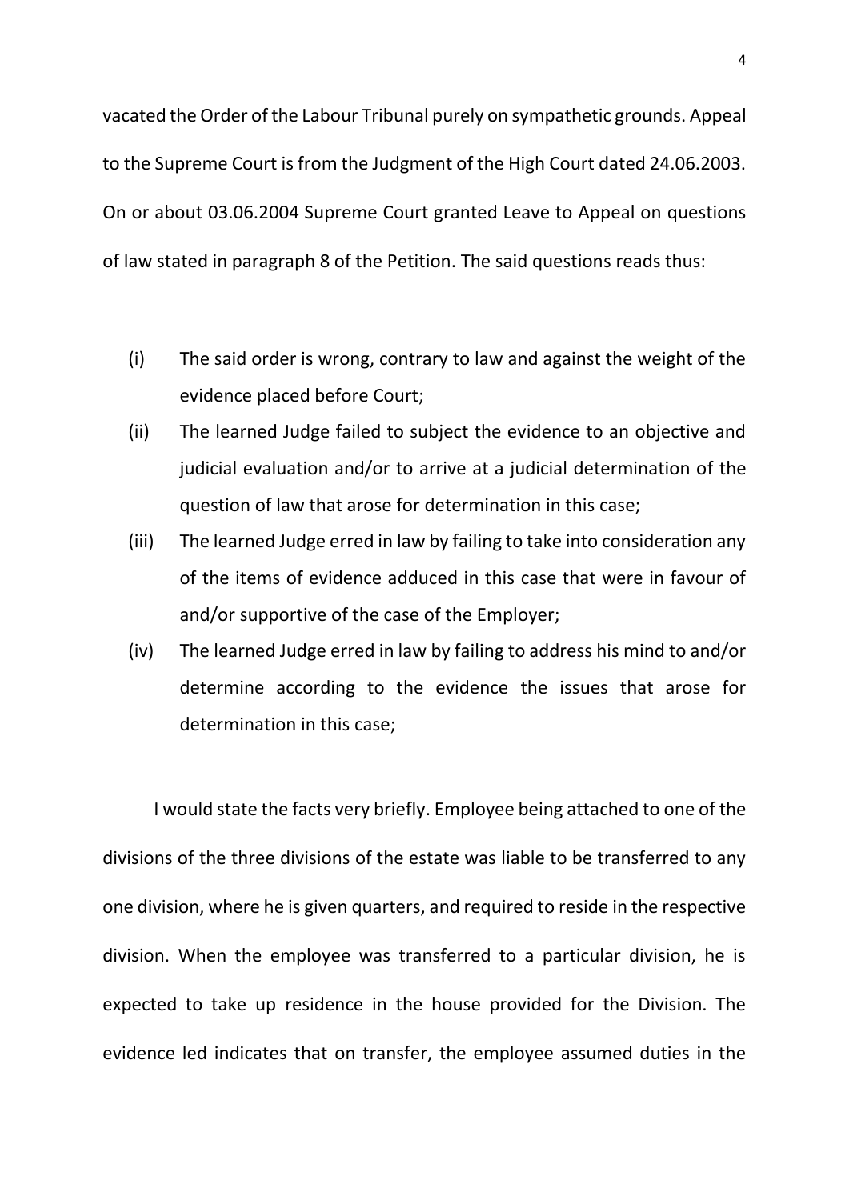vacated the Order of the Labour Tribunal purely on sympathetic grounds. Appeal to the Supreme Court is from the Judgment of the High Court dated 24.06.2003. On or about 03.06.2004 Supreme Court granted Leave to Appeal on questions of law stated in paragraph 8 of the Petition. The said questions reads thus:

(i) The said order is wrong, contrary to law and against the weight of the evidence placed before Court;

(ii) The learned Judge failed to subject the evidence to an objective and judicial evaluation and/or to arrive at a judicial determination of the question of law that arose for determination in this case;

(iii) The learned Judge erred in law by failing to take into consideration any of the items of evidence adduced in this case that were in favour of and/or supportive of the case of the Employer;

(iv) The learned Judge erred in law by failing to address his mind to and/or determine according to the evidence the issues that arose for determination in this case;

I would state the facts very briefly. Employee being attached to one of the divisions of the three divisions of the estate was liable to be transferred to any one division, where he is given quarters, and required to reside in the respective division. When the employee was transferred to a particular division, he is expected to take up residence in the house provided for the Division. The evidence led indicates that on transfer, the employee assumed duties in the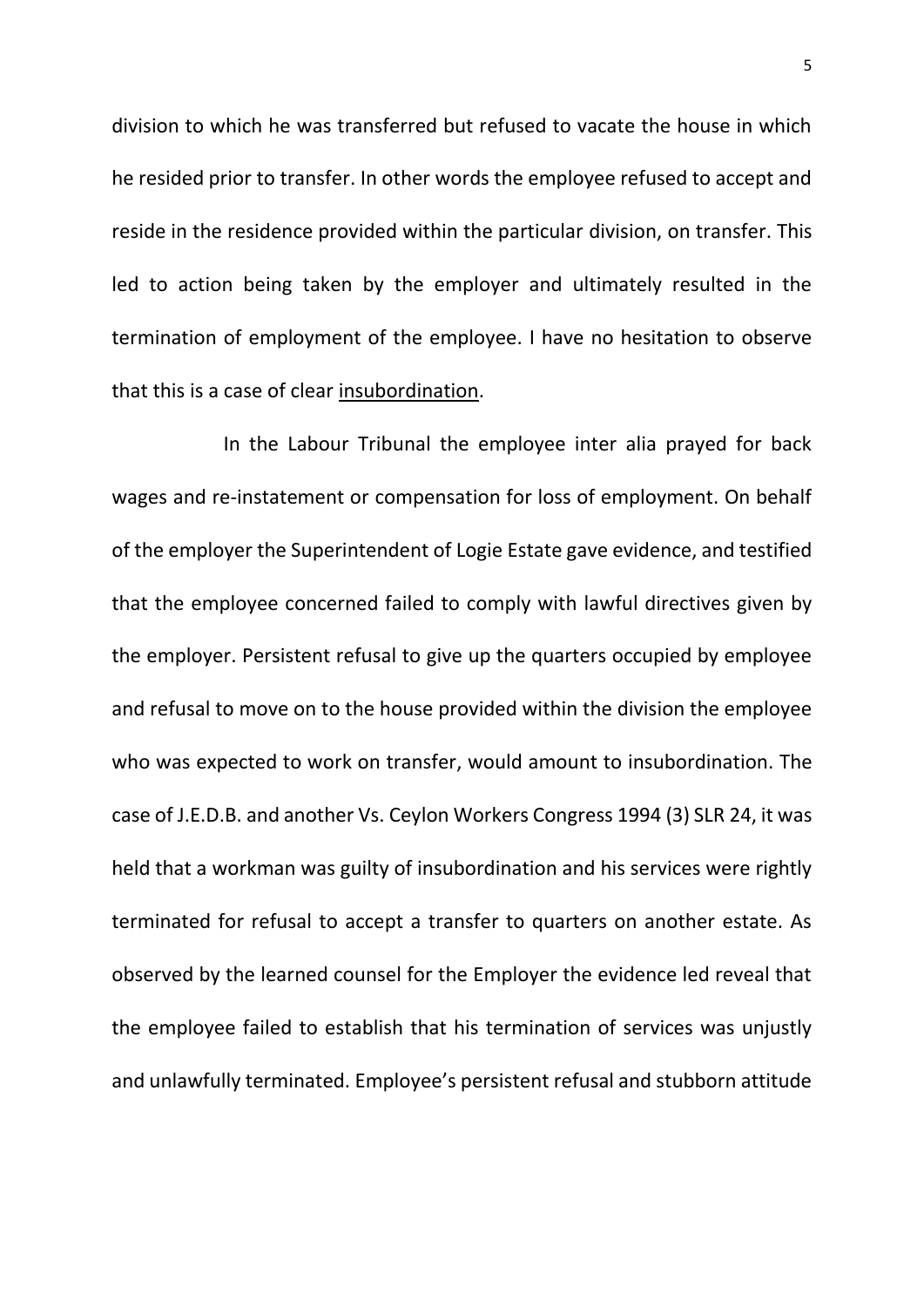division to which he was transferred but refused to vacate the house in which he resided prior to transfer. In other words the employee refused to accept and reside in the residence provided within the particular division, on transfer. This led to action being taken by the employer and ultimately resulted in the termination of employment of the employee. I have no hesitation to observe that this is a case of clear <u>insubordination</u>.

In the Labour Tribunal the employee inter alia prayed for back wages and re-instatement or compensation for loss of employment. On behalf of the employer the Superintendent of Logie Estate gave evidence, and testified that the employee concerned failed to comply with lawful directives given by the employer. Persistent refusal to give up the quarters occupied by employee and refusal to move on to the house provided within the division the employee who was expected to work on transfer, would amount to insubordination. The case of J.E.D.B. and another Vs. Ceylon Workers Congress 1994 (3) SLR 24, it was held that a workman was guilty of insubordination and his services were rightly terminated for refusal to accept a transfer to quarters on another estate. As observed by the learned counsel for the Employer the evidence led reveal that the employee failed to establish that his termination of services was unjustly and unlawfully terminated. Employee's persistent refusal and stubborn attitude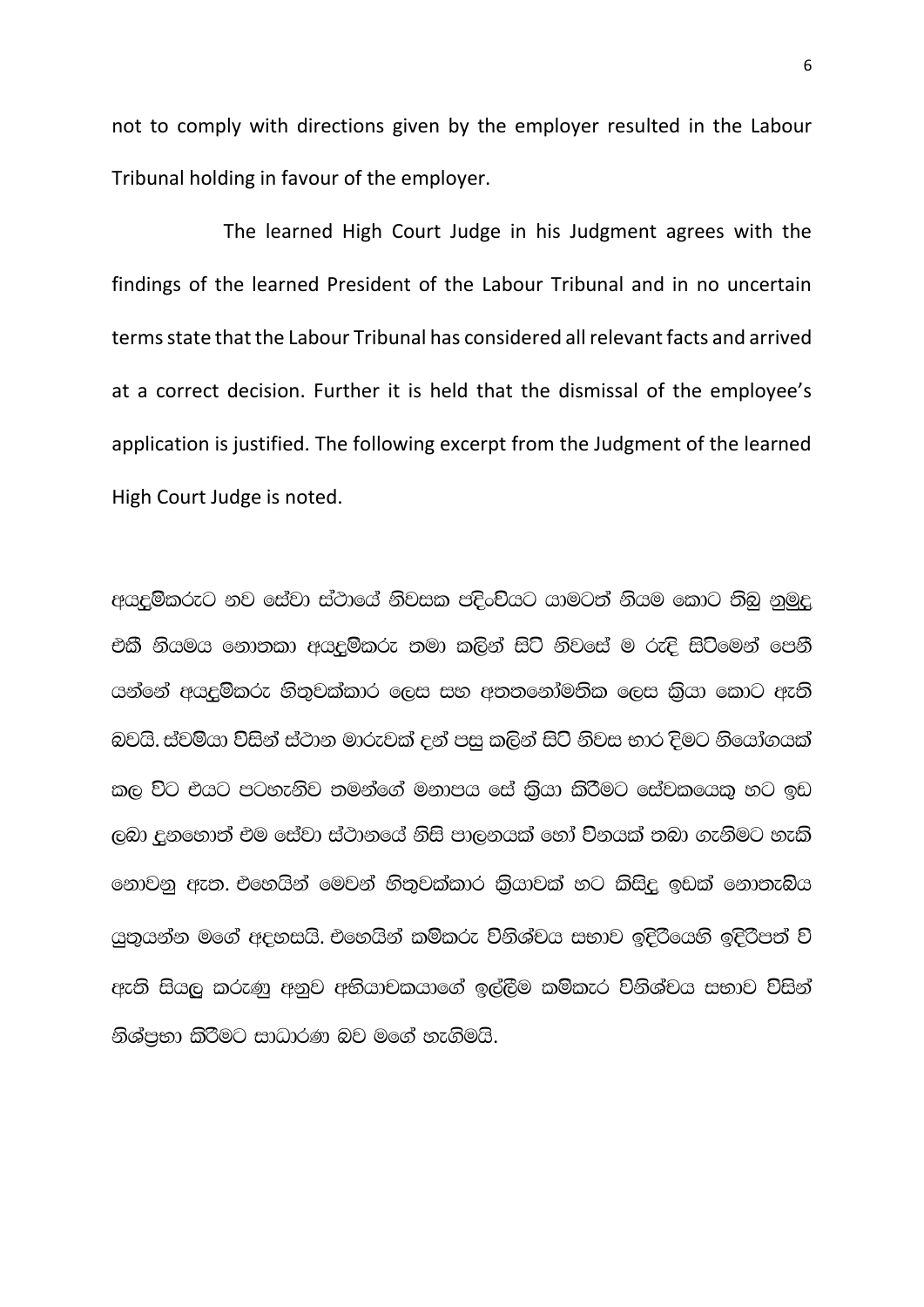not to comply with directions given by the employer resulted in the Labour Tribunal holding in favour of the employer.

The learned High Court Judge in his Judgment agrees with the findings of the learned President of the Labour Tribunal and in no uncertain terms state that the Labour Tribunal has considered all relevant facts and arrived at a correct decision. Further it is held that the dismissal of the employee's application is justified. The following excerpt from the Judgment of the learned High Court Judge is noted.

අයදුම්කරුට නව සේවා ස්ථායේ නිවසක පදිංචියට යාමටත් නියම කොට තිබු නුමුදු එකී නියමය නොතකා අයදුම්කරු තමා කලින් සිටි නිවසේ ම රැඳි සිටීමෙන් පෙනී යන්නේ අයදුම්කරු හිතුවක්කාර ලෙස සහ අතනෝමතික ලෙස ක්‍රියා කොට ඇති බවයි. ස්වාමියා විසින් ස්ථාන මාරුවක් දුන් පසු කලින් සිටි නිවස භාර දිමට නියෝගයක් කල විට එයට පටහැනිව තමන්ගේ මනාපය සේ ක්‍රියා කිරීමට සේවකයෙකු හට ඉඩ ලබා දුනහොත් එම සේවා ස්ථානයේ නිසි පාලනයක් හෝ විනයක් තබා ගැනිමට හැකි නොවනු ඇත. එහෙයින් මෙවන් හිතුවක්කාර ක්‍රියාවක් හට කිසිදු ඉඩක් නොතැබිය යුතුයන්න මගේ අදහසයි. එහෙයින් කම්කරු විනිශ්චය සභාව ඉදිරියෙහි ඉදිරිපත් වී ඇති සියලු කරුණු අනුව අභියාචකයාගේ ඉල්ලීම කම්කරු විනිශ්චය සභාව විසින් නිශ්ප්‍රභා කිරීමට සාධාරණ බව මගේ හැගිමයි.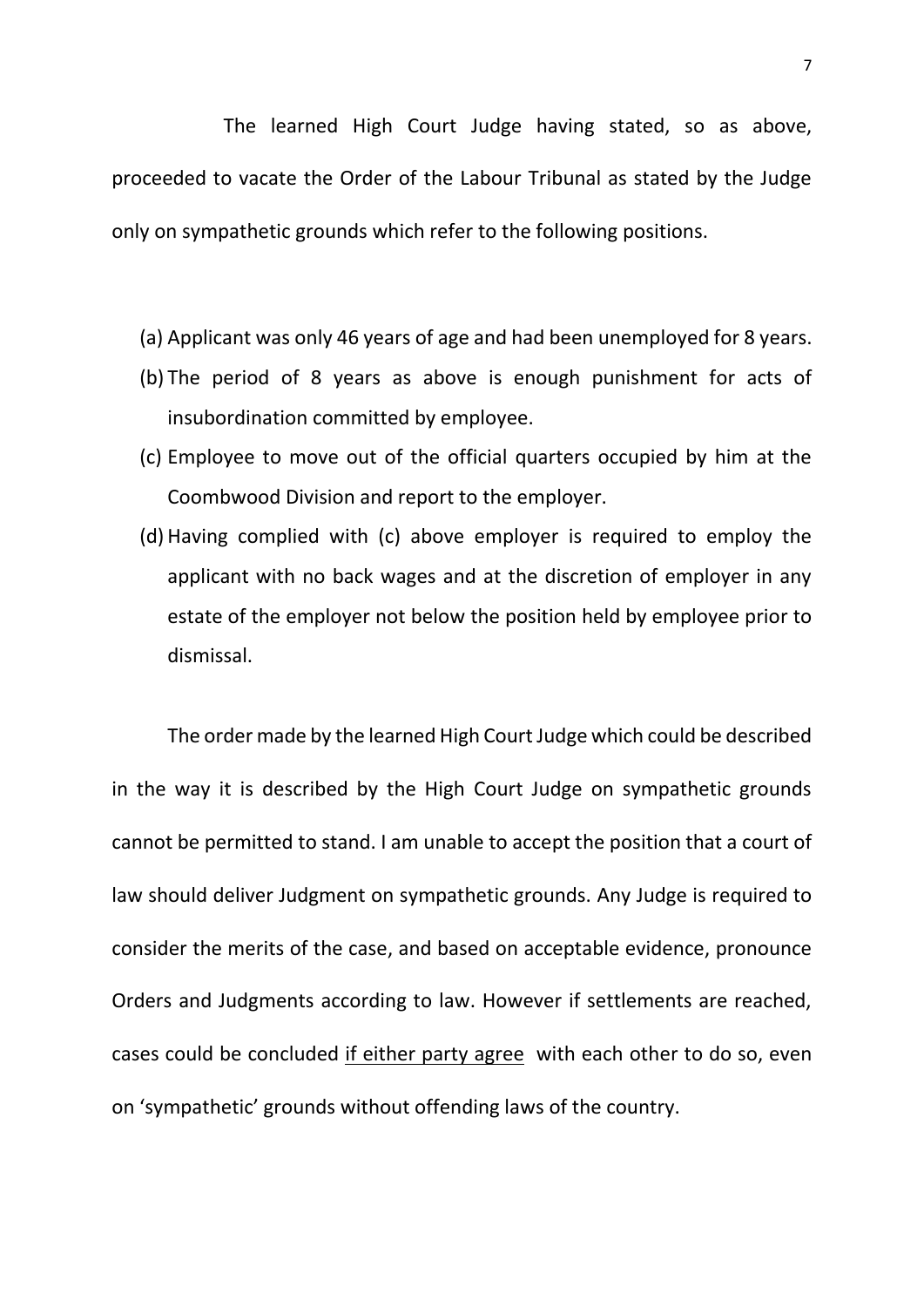The learned High Court Judge having stated, so as above, proceeded to vacate the Order of the Labour Tribunal as stated by the Judge only on sympathetic grounds which refer to the following positions.

(a) Applicant was only 46 years of age and had been unemployed for 8 years.
(b) The period of 8 years as above is enough punishment for acts of insubordination committed by employee.
(c) Employee to move out of the official quarters occupied by him at the Coombwood Division and report to the employer.
(d) Having complied with (c) above employer is required to employ the applicant with no back wages and at the discretion of employer in any estate of the employer not below the position held by employee prior to dismissal.

The order made by the learned High Court Judge which could be described in the way it is described by the High Court Judge on sympathetic grounds cannot be permitted to stand. I am unable to accept the position that a court of law should deliver Judgment on sympathetic grounds. Any Judge is required to consider the merits of the case, and based on acceptable evidence, pronounce Orders and Judgments according to law. However if settlements are reached, cases could be concluded <u>if either party agree</u> with each other to do so, even on 'sympathetic' grounds without offending laws of the country.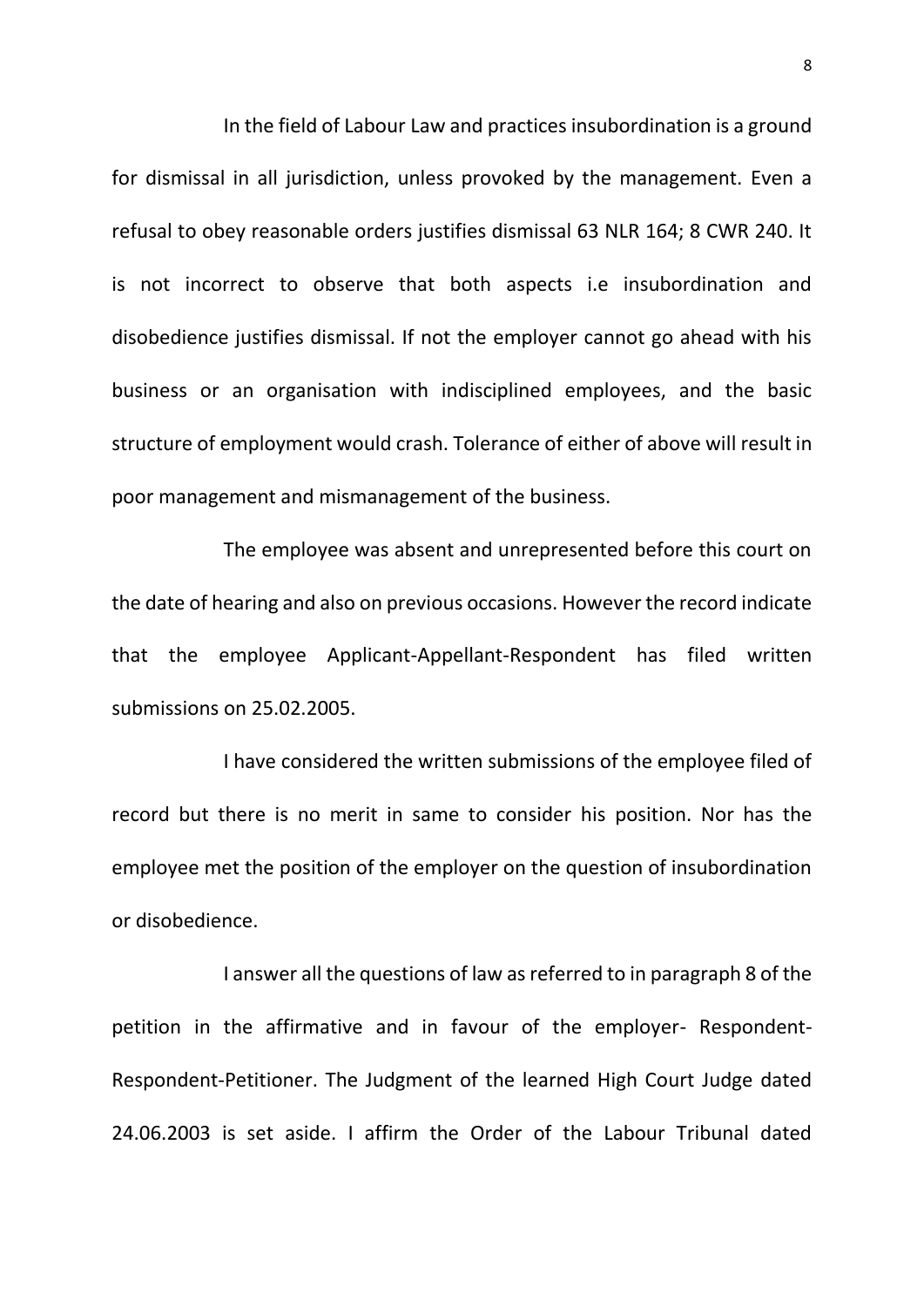In the field of Labour Law and practices insubordination is a ground for dismissal in all jurisdiction, unless provoked by the management. Even a refusal to obey reasonable orders justifies dismissal 63 NLR 164; 8 CWR 240. It is not incorrect to observe that both aspects i.e insubordination and disobedience justifies dismissal. If not the employer cannot go ahead with his business or an organisation with indisciplined employees, and the basic structure of employment would crash. Tolerance of either of above will result in poor management and mismanagement of the business.

The employee was absent and unrepresented before this court on the date of hearing and also on previous occasions. However the record indicate that the employee Applicant-Appellant-Respondent has filed written submissions on 25.02.2005.

I have considered the written submissions of the employee filed of record but there is no merit in same to consider his position. Nor has the employee met the position of the employer on the question of insubordination or disobedience.

I answer all the questions of law as referred to in paragraph 8 of the petition in the affirmative and in favour of the employer- Respondent-Respondent-Petitioner. The Judgment of the learned High Court Judge dated 24.06.2003 is set aside. I affirm the Order of the Labour Tribunal dated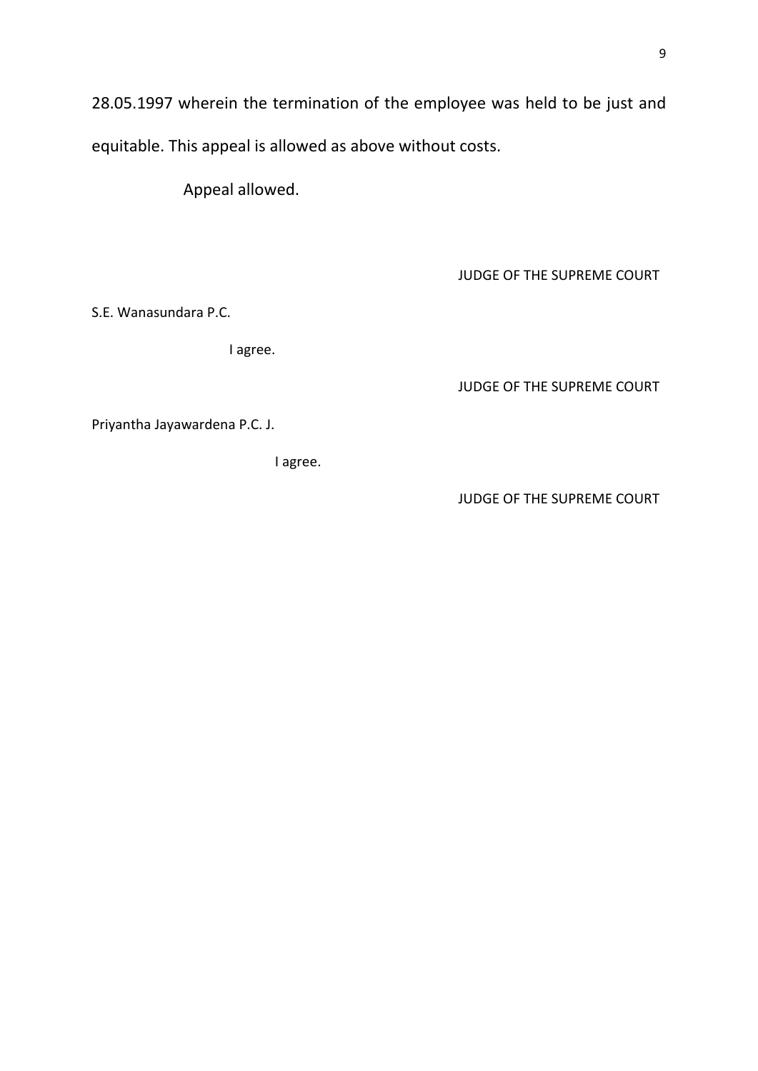28.05.1997 wherein the termination of the employee was held to be just and equitable. This appeal is allowed as above without costs.

Appeal allowed.

JUDGE OF THE SUPREME COURT

S.E. Wanasundara P.C.

I agree.

JUDGE OF THE SUPREME COURT

Priyantha Jayawardena P.C. J.

I agree.

JUDGE OF THE SUPREME COURT